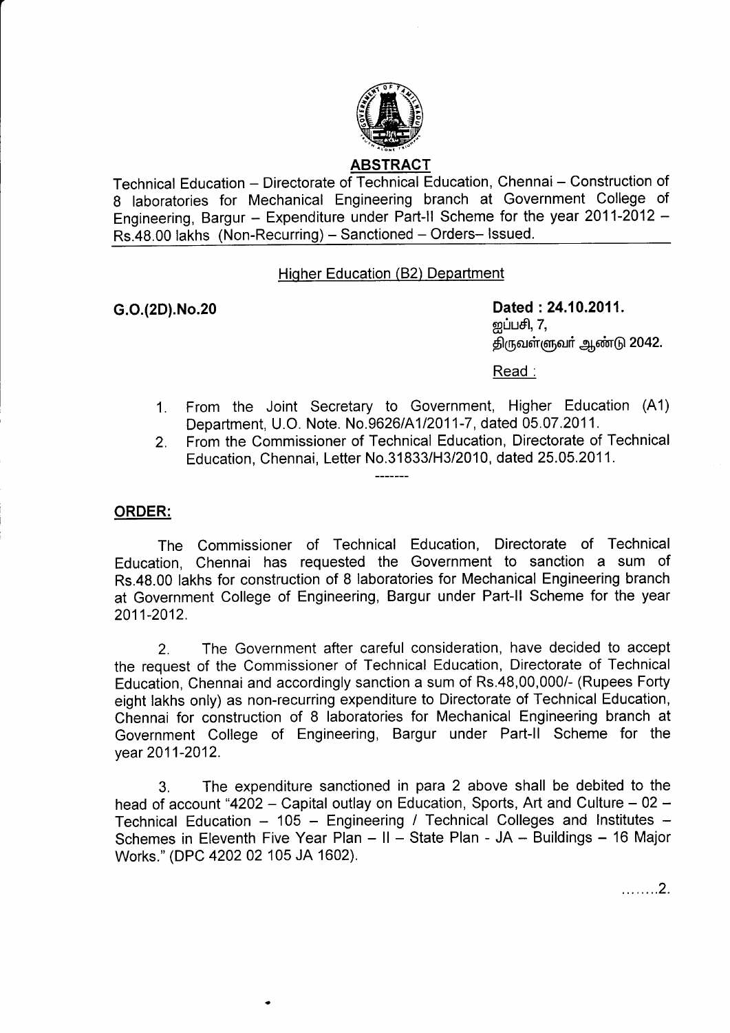## ABSTRACT

Technical Education – Directorate of Technical Education, Chennai – Construction of 8 laboratories for Mechanical Engineering branch at Government College of Engineering, Bargur – Expenditure under Part-II Scheme for the year 2011-2012 – Rs.48.00 lakhs (Non-Recurring) – Sanctioned – Orders– Issued.

Higher Education (B2) Department

**G.O.(2D).No.20** **Dated : 24.10.2011.**
ஐப்பசி, 7,
திருவள்ளுவர் ஆண்டு 2042.

Read :

1. From the Joint Secretary to Government, Higher Education (A1) Department, U.O. Note. No.9626/A1/2011-7, dated 05.07.2011.
2. From the Commissioner of Technical Education, Directorate of Technical Education, Chennai, Letter No.31833/H3/2010, dated 25.05.2011.

-------

**ORDER:**

The Commissioner of Technical Education, Directorate of Technical Education, Chennai has requested the Government to sanction a sum of Rs.48.00 lakhs for construction of 8 laboratories for Mechanical Engineering branch at Government College of Engineering, Bargur under Part-II Scheme for the year 2011-2012.

2. The Government after careful consideration, have decided to accept the request of the Commissioner of Technical Education, Directorate of Technical Education, Chennai and accordingly sanction a sum of Rs.48,00,000/- (Rupees Forty eight lakhs only) as non-recurring expenditure to Directorate of Technical Education, Chennai for construction of 8 laboratories for Mechanical Engineering branch at Government College of Engineering, Bargur under Part-II Scheme for the year 2011-2012.

3. The expenditure sanctioned in para 2 above shall be debited to the head of account "4202 – Capital outlay on Education, Sports, Art and Culture – 02 – Technical Education – 105 – Engineering / Technical Colleges and Institutes – Schemes in Eleventh Five Year Plan – II – State Plan - JA – Buildings – 16 Major Works." (DPC 4202 02 105 JA 1602).

........2.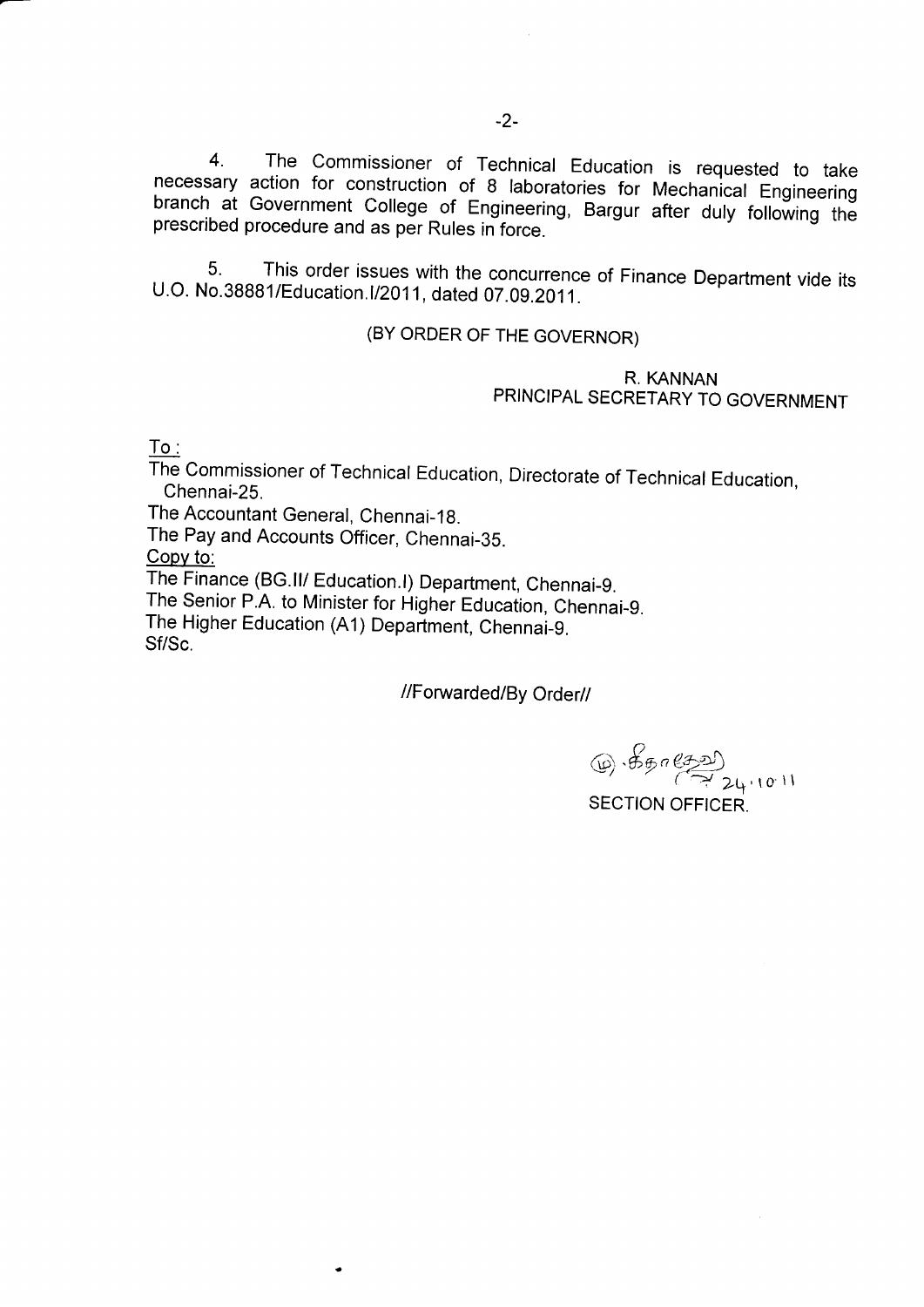4. The Commissioner of Technical Education is requested to take necessary action for construction of 8 laboratories for Mechanical Engineering branch at Government College of Engineering, Bargur after duly following the prescribed procedure and as per Rules in force.

5. This order issues with the concurrence of Finance Department vide its U.O. No.38881/Education.I/2011, dated 07.09.2011.

(BY ORDER OF THE GOVERNOR)

R. KANNAN
PRINCIPAL SECRETARY TO GOVERNMENT

To :
The Commissioner of Technical Education, Directorate of Technical Education, Chennai-25.
The Accountant General, Chennai-18.
The Pay and Accounts Officer, Chennai-35.
Copy to:
The Finance (BG.II/ Education.I) Department, Chennai-9.
The Senior P.A. to Minister for Higher Education, Chennai-9.
The Higher Education (A1) Department, Chennai-9.
Sf/Sc.

//Forwarded/By Order//

24.10.11
SECTION OFFICER.